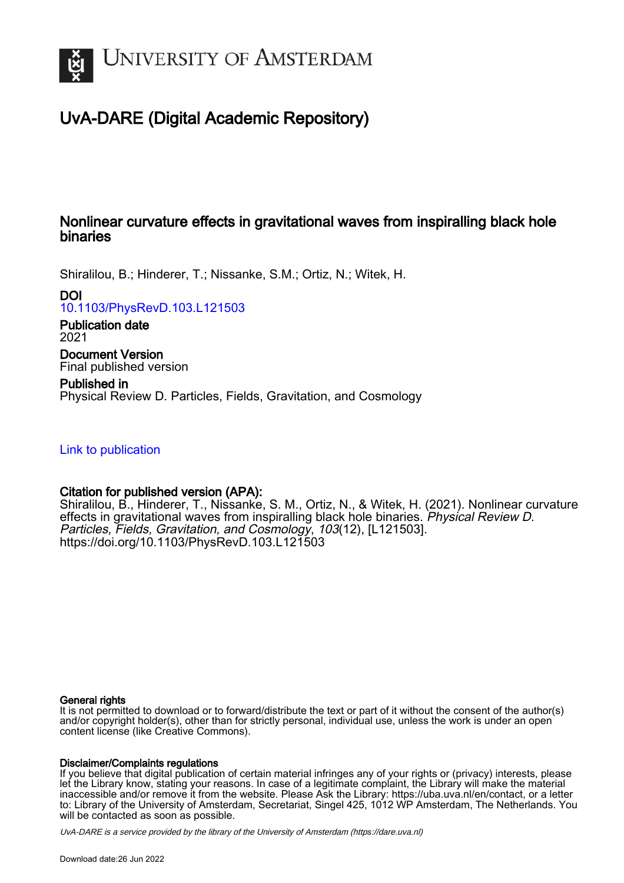UNIVERSITY OF AMSTERDAM

# UvA-DARE (Digital Academic Repository)

## Nonlinear curvature effects in gravitational waves from inspiralling black hole binaries

Shiralilou, B.; Hinderer, T.; Nissanke, S.M.; Ortiz, N.; Witek, H.

**DOI**
10.1103/PhysRevD.103.L121503

**Publication date**
2021

**Document Version**
Final published version

**Published in**
Physical Review D. Particles, Fields, Gravitation, and Cosmology

Link to publication

**Citation for published version (APA):**
Shiralilou, B., Hinderer, T., Nissanke, S. M., Ortiz, N., & Witek, H. (2021). Nonlinear curvature effects in gravitational waves from inspiralling black hole binaries. *Physical Review D. Particles, Fields, Gravitation, and Cosmology*, *103*(12), [L121503]. https://doi.org/10.1103/PhysRevD.103.L121503

**General rights**
It is not permitted to download or to forward/distribute the text or part of it without the consent of the author(s) and/or copyright holder(s), other than for strictly personal, individual use, unless the work is under an open content license (like Creative Commons).

**Disclaimer/Complaints regulations**
If you believe that digital publication of certain material infringes any of your rights or (privacy) interests, please let the Library know, stating your reasons. In case of a legitimate complaint, the Library will make the material inaccessible and/or remove it from the website. Please Ask the Library: https://uba.uva.nl/en/contact, or a letter to: Library of the University of Amsterdam, Secretariat, Singel 425, 1012 WP Amsterdam, The Netherlands. You will be contacted as soon as possible.

*UvA-DARE is a service provided by the library of the University of Amsterdam (https://dare.uva.nl)*

Download date:26 Jun 2022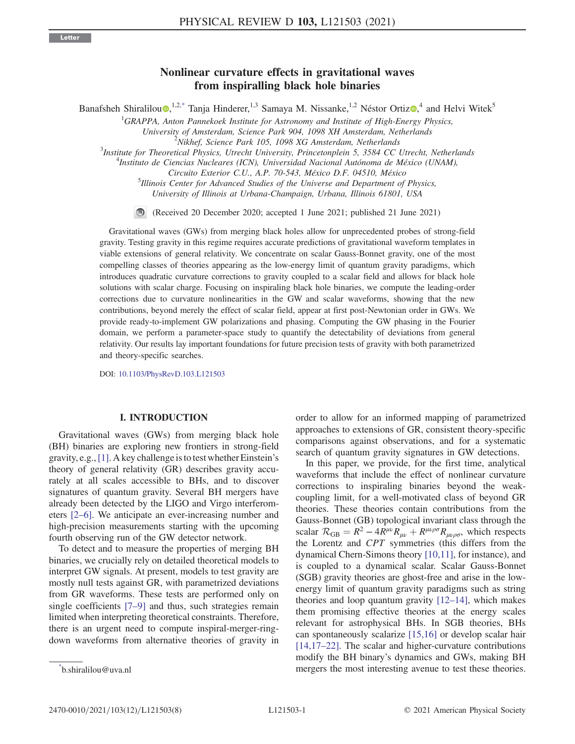# Nonlinear curvature effects in gravitational waves from inspiralling black hole binaries

Banafsheh Shiralilou,[1,2,*] Tanja Hinderer,[1,3] Samaya M. Nissanke,[1,2] Néstor Ortiz,[4] and Helvi Witek[5]

[1]GRAPPA, Anton Pannekoek Institute for Astronomy and Institute of High-Energy Physics, University of Amsterdam, Science Park 904, 1098 XH Amsterdam, Netherlands
[2]Nikhef, Science Park 105, 1098 XG Amsterdam, Netherlands
[3]Institute for Theoretical Physics, Utrecht University, Princetonplein 5, 3584 CC Utrecht, Netherlands
[4]Instituto de Ciencias Nucleares (ICN), Universidad Nacional Autónoma de México (UNAM), Circuito Exterior C.U., A.P. 70-543, México D.F. 04510, México
[5]Illinois Center for Advanced Studies of the Universe and Department of Physics, University of Illinois at Urbana-Champaign, Urbana, Illinois 61801, USA

(Received 20 December 2020; accepted 1 June 2021; published 21 June 2021)

Gravitational waves (GWs) from merging black holes allow for unprecedented probes of strong-field gravity. Testing gravity in this regime requires accurate predictions of gravitational waveform templates in viable extensions of general relativity. We concentrate on scalar Gauss-Bonnet gravity, one of the most compelling classes of theories appearing as the low-energy limit of quantum gravity paradigms, which introduces quadratic curvature corrections to gravity coupled to a scalar field and allows for black hole solutions with scalar charge. Focusing on inspiraling black hole binaries, we compute the leading-order corrections due to curvature nonlinearities in the GW and scalar waveforms, showing that the new contributions, beyond merely the effect of scalar field, appear at first post-Newtonian order in GWs. We provide ready-to-implement GW polarizations and phasing. Computing the GW phasing in the Fourier domain, we perform a parameter-space study to quantify the detectability of deviations from general relativity. Our results lay important foundations for future precision tests of gravity with both parametrized and theory-specific searches.

DOI: 10.1103/PhysRevD.103.L121503

## I. INTRODUCTION

Gravitational waves (GWs) from merging black hole (BH) binaries are exploring new frontiers in strong-field gravity, e.g., [1]. A key challenge is to test whether Einstein's theory of general relativity (GR) describes gravity accurately at all scales accessible to BHs, and to discover signatures of quantum gravity. Several BH mergers have already been detected by the LIGO and Virgo interferometers [2–6]. We anticipate an ever-increasing number and high-precision measurements starting with the upcoming fourth observing run of the GW detector network.

To detect and to measure the properties of merging BH binaries, we crucially rely on detailed theoretical models to interpret GW signals. At present, models to test gravity are mostly null tests against GR, with parametrized deviations from GR waveforms. These tests are performed only on single coefficients [7–9] and thus, such strategies remain limited when interpreting theoretical constraints. Therefore, there is an urgent need to compute inspiral-merger-ringdown waveforms from alternative theories of gravity in order to allow for an informed mapping of parametrized approaches to extensions of GR, consistent theory-specific comparisons against observations, and for a systematic search of quantum gravity signatures in GW detections.

In this paper, we provide, for the first time, analytical waveforms that include the effect of nonlinear curvature corrections to inspiraling binaries beyond the weak-coupling limit, for a well-motivated class of beyond GR theories. These theories contain contributions from the Gauss-Bonnet (GB) topological invariant class through the scalar $\mathcal{R}_{\rm GB} = R^2 - 4R^{\mu\nu}R_{\mu\nu} + R^{\mu\nu\rho\sigma}R_{\mu\nu\rho\sigma}$, which respects the Lorentz and *CPT* symmetries (this differs from the dynamical Chern-Simons theory [10,11], for instance), and is coupled to a dynamical scalar. Scalar Gauss-Bonnet (SGB) gravity theories are ghost-free and arise in the low-energy limit of quantum gravity paradigms such as string theories and loop quantum gravity [12–14], which makes them promising effective theories at the energy scales relevant for astrophysical BHs. In SGB theories, BHs can spontaneously scalarize [15,16] or develop scalar hair [14,17–22]. The scalar and higher-curvature contributions modify the BH binary's dynamics and GWs, making BH mergers the most interesting avenue to test these theories.

*b.shiralilou@uva.nl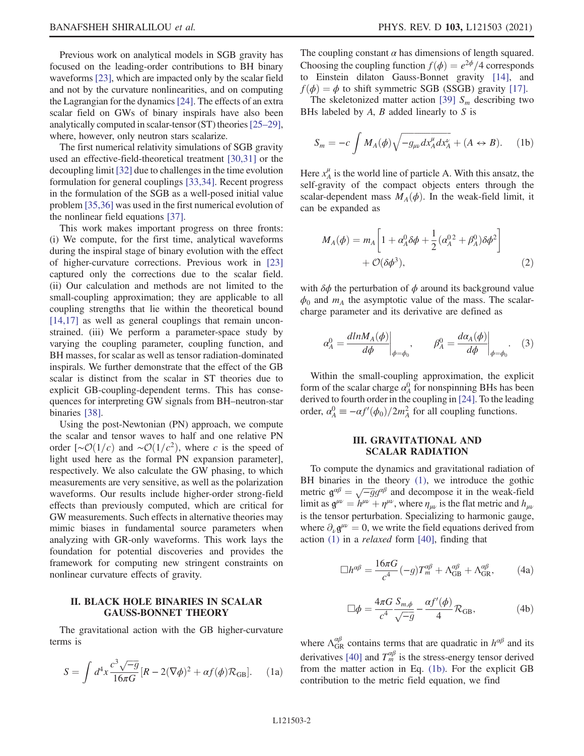Previous work on analytical models in SGB gravity has focused on the leading-order contributions to BH binary waveforms [23], which are impacted only by the scalar field and not by the curvature nonlinearities, and on computing the Lagrangian for the dynamics [24]. The effects of an extra scalar field on GWs of binary inspirals have also been analytically computed in scalar-tensor (ST) theories [25–29], where, however, only neutron stars scalarize.

The first numerical relativity simulations of SGB gravity used an effective-field-theoretical treatment [30,31] or the decoupling limit [32] due to challenges in the time evolution formulation for general couplings [33,34]. Recent progress in the formulation of the SGB as a well-posed initial value problem [35,36] was used in the first numerical evolution of the nonlinear field equations [37].

This work makes important progress on three fronts: (i) We compute, for the first time, analytical waveforms during the inspiral stage of binary evolution with the effect of higher-curvature corrections. Previous work in [23] captured only the corrections due to the scalar field. (ii) Our calculation and methods are not limited to the small-coupling approximation; they are applicable to all coupling strengths that lie within the theoretical bound [14,17] as well as general couplings that remain unconstrained. (iii) We perform a parameter-space study by varying the coupling parameter, coupling function, and BH masses, for scalar as well as tensor radiation-dominated inspirals. We further demonstrate that the effect of the GB scalar is distinct from the scalar in ST theories due to explicit GB-coupling-dependent terms. This has consequences for interpreting GW signals from BH–neutron-star binaries [38].

Using the post-Newtonian (PN) approach, we compute the scalar and tensor waves to half and one relative PN order [$\sim\mathcal{O}(1/c)$ and $\sim\mathcal{O}(1/c^2)$, where $c$ is the speed of light used here as the formal PN expansion parameter], respectively. We also calculate the GW phasing, to which measurements are very sensitive, as well as the polarization waveforms. Our results include higher-order strong-field effects than previously computed, which are critical for GW measurements. Such effects in alternative theories may mimic biases in fundamental source parameters when analyzing with GR-only waveforms. This work lays the foundation for potential discoveries and provides the framework for computing new stringent constraints on nonlinear curvature effects of gravity.

## II. BLACK HOLE BINARIES IN SCALAR GAUSS-BONNET THEORY

The gravitational action with the GB higher-curvature terms is

$$S = \int d^4x \frac{c^3\sqrt{-g}}{16\pi G}[R - 2(\nabla\phi)^2 + \alpha f(\phi)\mathcal{R}_{\rm GB}]. \quad (1a)$$

The coupling constant $\alpha$ has dimensions of length squared. Choosing the coupling function $f(\phi) = e^{2\phi}/4$ corresponds to Einstein dilaton Gauss-Bonnet gravity [14], and $f(\phi) = \phi$ to shift symmetric SGB (SSGB) gravity [17].

The skeletonized matter action [39] $S_m$ describing two BHs labeled by $A$, $B$ added linearly to $S$ is

$$S_m = -c\int M_A(\phi)\sqrt{-g_{\mu\nu}dx_A^\mu dx_A^\nu} + (A \leftrightarrow B). \quad (1b)$$

Here $x_A^\mu$ is the world line of particle A. With this ansatz, the self-gravity of the compact objects enters through the scalar-dependent mass $M_A(\phi)$. In the weak-field limit, it can be expanded as

$$M_A(\phi) = m_A\left[1 + \alpha_A^0\delta\phi + \frac{1}{2}(\alpha_A^{0\,2} + \beta_A^0)\delta\phi^2\right] + \mathcal{O}(\delta\phi^3), \quad (2)$$

with $\delta\phi$ the perturbation of $\phi$ around its background value $\phi_0$ and $m_A$ the asymptotic value of the mass. The scalar-charge parameter and its derivative are defined as

$$\alpha_A^0 = \left.\frac{d\ln M_A(\phi)}{d\phi}\right|_{\phi=\phi_0}, \qquad \beta_A^0 = \left.\frac{d\alpha_A(\phi)}{d\phi}\right|_{\phi=\phi_0}. \quad (3)$$

Within the small-coupling approximation, the explicit form of the scalar charge $\alpha_A^0$ for nonspinning BHs has been derived to fourth order in the coupling in [24]. To the leading order, $\alpha_A^0 \equiv -\alpha f'(\phi_0)/2m_A^2$ for all coupling functions.

## III. GRAVITATIONAL AND SCALAR RADIATION

To compute the dynamics and gravitational radiation of BH binaries in the theory (1), we introduce the gothic metric $\mathfrak{g}^{\alpha\beta} = \sqrt{-g}g^{\alpha\beta}$ and decompose it in the weak-field limit as $\mathfrak{g}^{\mu\nu} = h^{\mu\nu} + \eta^{\mu\nu}$, where $\eta_{\mu\nu}$ is the flat metric and $h_{\mu\nu}$ is the tensor perturbation. Specializing to harmonic gauge, where $\partial_\nu\mathfrak{g}^{\mu\nu} = 0$, we write the field equations derived from action (1) in a *relaxed* form [40], finding that

$$\Box h^{\alpha\beta} = \frac{16\pi G}{c^4}(-g)T_m^{\alpha\beta} + \Lambda_{\rm GB}^{\alpha\beta} + \Lambda_{\rm GR}^{\alpha\beta}, \quad (4a)$$

$$\Box\phi = \frac{4\pi G}{c^4}\frac{S_{m,\phi}}{\sqrt{-g}} - \frac{\alpha f'(\phi)}{4}\mathcal{R}_{\rm GB}, \quad (4b)$$

where $\Lambda_{\rm GR}^{\alpha\beta}$ contains terms that are quadratic in $h^{\alpha\beta}$ and its derivatives [40] and $T_m^{\alpha\beta}$ is the stress-energy tensor derived from the matter action in Eq. (1b). For the explicit GB contribution to the metric field equation, we find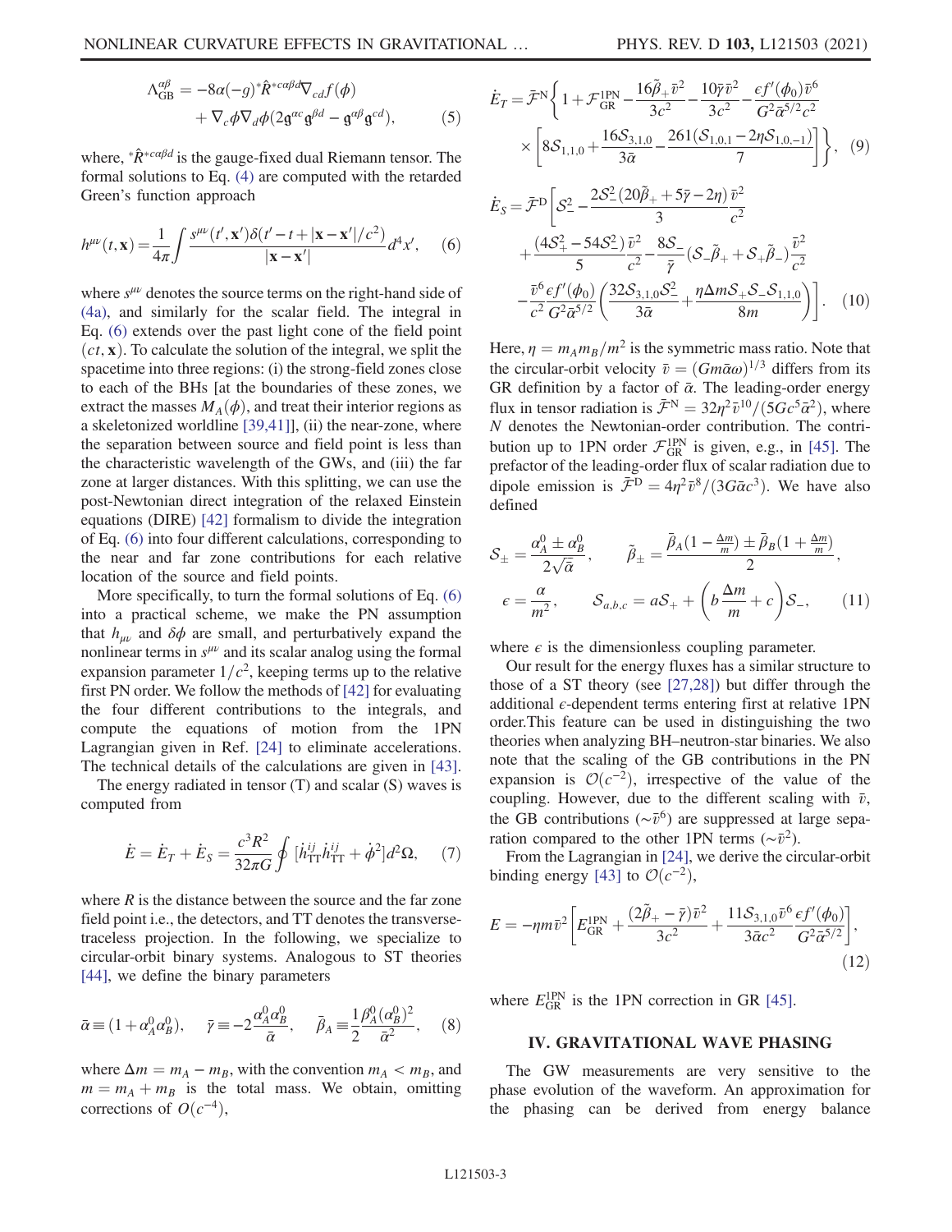$$\Lambda^{\alpha\beta}_{\rm GB} = -8\alpha(-g)^{*}\hat{R}^{*c\alpha\beta d}\nabla_{cd}f(\phi) + \nabla_c\phi\nabla_d\phi(2\mathfrak{g}^{\alpha c}\mathfrak{g}^{\beta d} - \mathfrak{g}^{\alpha\beta}\mathfrak{g}^{cd}), \tag{5}$$

where, ${}^{*}\hat{R}^{*c\alpha\beta d}$ is the gauge-fixed dual Riemann tensor. The formal solutions to Eq. (4) are computed with the retarded Green's function approach

$$h^{\mu\nu}(t,\mathbf{x}) = \frac{1}{4\pi}\int \frac{s^{\mu\nu}(t',\mathbf{x}')\delta(t'-t+|\mathbf{x}-\mathbf{x}'|/c^2)}{|\mathbf{x}-\mathbf{x}'|}d^4x', \tag{6}$$

where $s^{\mu\nu}$ denotes the source terms on the right-hand side of (4a), and similarly for the scalar field. The integral in Eq. (6) extends over the past light cone of the field point $(ct,\mathbf{x})$. To calculate the solution of the integral, we split the spacetime into three regions: (i) the strong-field zones close to each of the BHs [at the boundaries of these zones, we extract the masses $M_A(\phi)$, and treat their interior regions as a skeletonized worldline [39,41]], (ii) the near-zone, where the separation between source and field point is less than the characteristic wavelength of the GWs, and (iii) the far zone at larger distances. With this splitting, we can use the post-Newtonian direct integration of the relaxed Einstein equations (DIRE) [42] formalism to divide the integration of Eq. (6) into four different calculations, corresponding to the near and far zone contributions for each relative location of the source and field points.

More specifically, to turn the formal solutions of Eq. (6) into a practical scheme, we make the PN assumption that $h_{\mu\nu}$ and $\delta\phi$ are small, and perturbatively expand the nonlinear terms in $s^{\mu\nu}$ and its scalar analog using the formal expansion parameter $1/c^2$, keeping terms up to the relative first PN order. We follow the methods of [42] for evaluating the four different contributions to the integrals, and compute the equations of motion from the 1PN Lagrangian given in Ref. [24] to eliminate accelerations. The technical details of the calculations are given in [43].

The energy radiated in tensor (T) and scalar (S) waves is computed from

$$\dot{E} = \dot{E}_T + \dot{E}_S = \frac{c^3R^2}{32\pi G}\oint [\dot{h}^{ij}_{\rm TT}\dot{h}^{ij}_{\rm TT} + \dot{\phi}^2]d^2\Omega, \tag{7}$$

where $R$ is the distance between the source and the far zone field point i.e., the detectors, and TT denotes the transverse-traceless projection. In the following, we specialize to circular-orbit binary systems. Analogous to ST theories [44], we define the binary parameters

$$\bar{\alpha} \equiv (1+\alpha^0_A\alpha^0_B), \quad \bar{\gamma} \equiv -2\frac{\alpha^0_A\alpha^0_B}{\bar{\alpha}}, \quad \bar{\beta}_A \equiv \frac{1}{2}\frac{\beta^0_A(\alpha^0_B)^2}{\bar{\alpha}^2}, \tag{8}$$

where $\Delta m = m_A - m_B$, with the convention $m_A < m_B$, and $m = m_A + m_B$ is the total mass. We obtain, omitting corrections of $O(c^{-4})$,

$$\dot{E}_T = \bar{\mathcal{F}}^{\rm N}\Bigg\{1 + \mathcal{F}^{\rm 1PN}_{\rm GR} - \frac{16\tilde{\beta}_+\bar{v}^2}{3c^2} - \frac{10\bar{\gamma}\bar{v}^2}{3c^2} - \frac{\epsilon f'(\phi_0)\bar{v}^6}{G^2\bar{\alpha}^{5/2}c^2} \times\left[8\mathcal{S}_{1,1,0} + \frac{16\mathcal{S}_{3,1,0}}{3\bar{\alpha}} - \frac{261(\mathcal{S}_{1,0,1} - 2\eta\mathcal{S}_{1,0,-1})}{7}\right]\Bigg\}, \tag{9}$$

$$\dot{E}_S = \bar{\mathcal{F}}^{\rm D}\Bigg[\mathcal{S}^2_- - \frac{2\mathcal{S}^2_-(20\tilde{\beta}_+ + 5\bar{\gamma} - 2\eta)}{3}\frac{\bar{v}^2}{c^2} + \frac{(4\mathcal{S}^2_+ - 54\mathcal{S}^2_-)}{5}\frac{\bar{v}^2}{c^2} - \frac{8\mathcal{S}_-}{\bar{\gamma}}(\mathcal{S}_-\tilde{\beta}_+ + \mathcal{S}_+\tilde{\beta}_-)\frac{\bar{v}^2}{c^2} - \frac{\bar{v}^6}{c^2}\frac{\epsilon f'(\phi_0)}{G^2\bar{\alpha}^{5/2}}\left(\frac{32\mathcal{S}_{3,1,0}\mathcal{S}^2_-}{3\bar{\alpha}} + \frac{\eta\Delta m\mathcal{S}_+\mathcal{S}_-\mathcal{S}_{1,1,0}}{8m}\right)\Bigg]. \tag{10}$$

Here, $\eta = m_Am_B/m^2$ is the symmetric mass ratio. Note that the circular-orbit velocity $\bar{v} = (Gm\bar{\alpha}\omega)^{1/3}$ differs from its GR definition by a factor of $\bar{\alpha}$. The leading-order energy flux in tensor radiation is $\bar{\mathcal{F}}^{\rm N} = 32\eta^2\bar{v}^{10}/(5Gc^5\bar{\alpha}^2)$, where $N$ denotes the Newtonian-order contribution. The contribution up to 1PN order $\mathcal{F}^{\rm 1PN}_{\rm GR}$ is given, e.g., in [45]. The prefactor of the leading-order flux of scalar radiation due to dipole emission is $\bar{\mathcal{F}}^{\rm D} = 4\eta^2\bar{v}^8/(3G\bar{\alpha}c^3)$. We have also defined

$$\mathcal{S}_\pm = \frac{\alpha^0_A \pm \alpha^0_B}{2\sqrt{\bar{\alpha}}}, \qquad \tilde{\beta}_\pm = \frac{\bar{\beta}_A(1-\frac{\Delta m}{m}) \pm \bar{\beta}_B(1+\frac{\Delta m}{m})}{2},$$
$$\epsilon = \frac{\alpha}{m^2}, \qquad \mathcal{S}_{a,b,c} = a\mathcal{S}_+ + \left(b\frac{\Delta m}{m} + c\right)\mathcal{S}_-, \tag{11}$$

where $\epsilon$ is the dimensionless coupling parameter.

Our result for the energy fluxes has a similar structure to those of a ST theory (see [27,28]) but differ through the additional $\epsilon$-dependent terms entering first at relative 1PN order.This feature can be used in distinguishing the two theories when analyzing BH–neutron-star binaries. We also note that the scaling of the GB contributions in the PN expansion is $\mathcal{O}(c^{-2})$, irrespective of the value of the coupling. However, due to the different scaling with $\bar{v}$, the GB contributions ($\sim\bar{v}^6$) are suppressed at large separation compared to the other 1PN terms ($\sim\bar{v}^2$).

From the Lagrangian in [24], we derive the circular-orbit binding energy [43] to $\mathcal{O}(c^{-2})$,

$$E = -\eta m\bar{v}^2\left[E^{\rm 1PN}_{\rm GR} + \frac{(2\tilde{\beta}_+ - \bar{\gamma})\bar{v}^2}{3c^2} + \frac{11\mathcal{S}_{3,1,0}\bar{v}^6}{3\bar{\alpha}c^2}\frac{\epsilon f'(\phi_0)}{G^2\bar{\alpha}^{5/2}}\right], \tag{12}$$

where $E^{\rm 1PN}_{\rm GR}$ is the 1PN correction in GR [45].

## IV. GRAVITATIONAL WAVE PHASING

The GW measurements are very sensitive to the phase evolution of the waveform. An approximation for the phasing can be derived from energy balance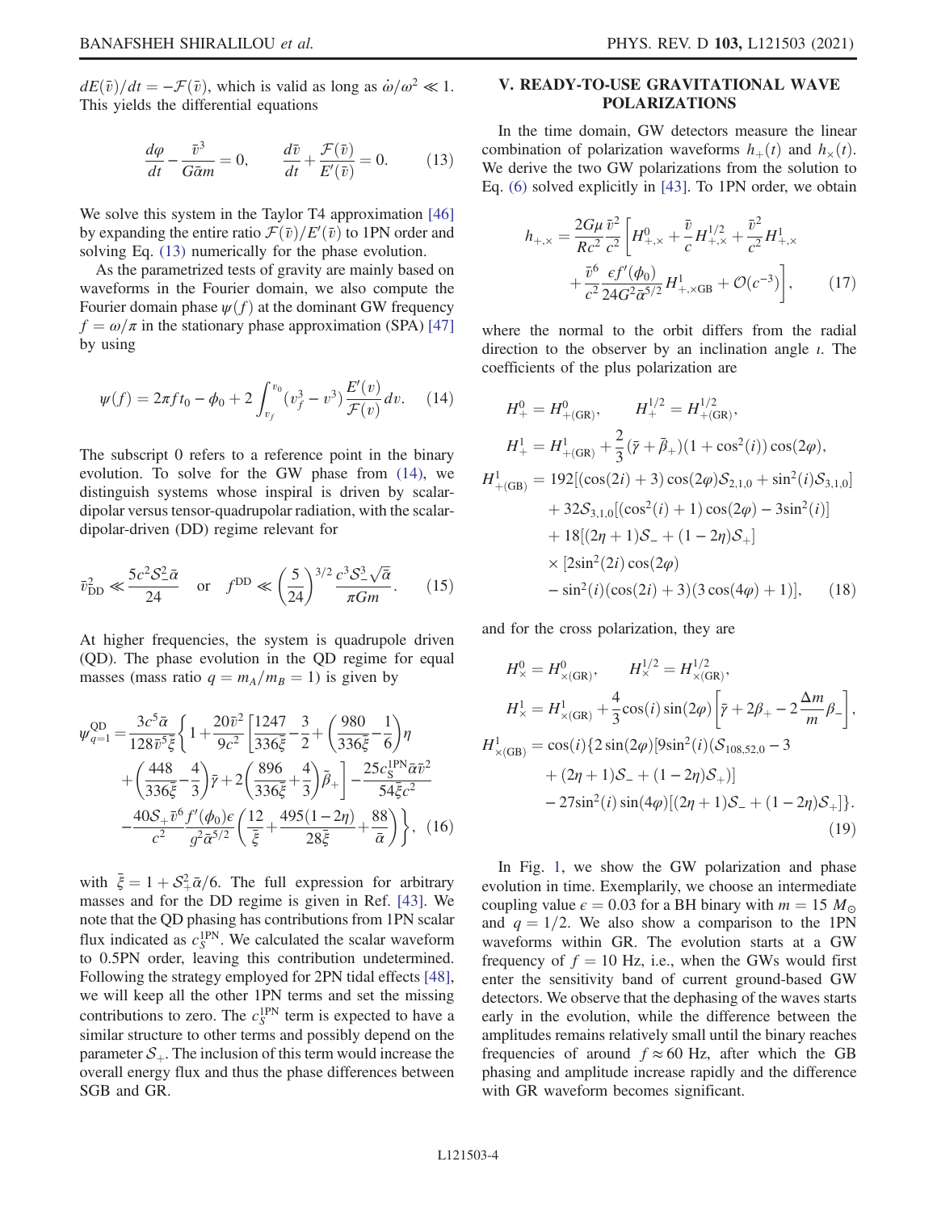$dE(\bar{v})/dt = -\mathcal{F}(\bar{v})$, which is valid as long as $\dot{\omega}/\omega^2 \ll 1$. This yields the differential equations

$$\frac{d\varphi}{dt} - \frac{\bar{v}^3}{G\bar{\alpha}m} = 0, \qquad \frac{d\bar{v}}{dt} + \frac{\mathcal{F}(\bar{v})}{E'(\bar{v})} = 0. \tag{13}$$

We solve this system in the Taylor T4 approximation [46] by expanding the entire ratio $\mathcal{F}(\bar{v})/E'(\bar{v})$ to 1PN order and solving Eq. (13) numerically for the phase evolution.

As the parametrized tests of gravity are mainly based on waveforms in the Fourier domain, we also compute the Fourier domain phase $\psi(f)$ at the dominant GW frequency $f = \omega/\pi$ in the stationary phase approximation (SPA) [47] by using

$$\psi(f) = 2\pi f t_0 - \phi_0 + 2\int_{v_f}^{v_0} (v_f^3 - v^3)\frac{E'(v)}{\mathcal{F}(v)}dv. \tag{14}$$

The subscript 0 refers to a reference point in the binary evolution. To solve for the GW phase from (14), we distinguish systems whose inspiral is driven by scalar-dipolar versus tensor-quadrupolar radiation, with the scalar-dipolar-driven (DD) regime relevant for

$$\bar{v}_{\mathrm{DD}}^2 \ll \frac{5c^2\mathcal{S}_-^2\bar{\alpha}}{24} \quad \text{or} \quad f^{\mathrm{DD}} \ll \left(\frac{5}{24}\right)^{3/2}\frac{c^3\mathcal{S}_-^3\sqrt{\bar{\alpha}}}{\pi G m}. \tag{15}$$

At higher frequencies, the system is quadrupole driven (QD). The phase evolution in the QD regime for equal masses (mass ratio $q = m_A/m_B = 1$) is given by

$$\begin{aligned}
\psi_{q=1}^{\mathrm{QD}} = \frac{3c^5\bar{\alpha}}{128\bar{v}^5\bar{\xi}}\Bigg\{ & 1 + \frac{20\bar{v}^2}{9c^2}\left[\frac{1247}{336\bar{\xi}} - \frac{3}{2} + \left(\frac{980}{336\bar{\xi}} - \frac{1}{6}\right)\eta \right. \\
& \left. + \left(\frac{448}{336\bar{\xi}} - \frac{4}{3}\right)\bar{\gamma} + 2\left(\frac{896}{336\bar{\xi}} + \frac{4}{3}\right)\bar{\beta}_+\right] - \frac{25c_S^{1\mathrm{PN}}\bar{\alpha}\bar{v}^2}{54\bar{\xi}c^2} \\
& - \frac{40\mathcal{S}_+\bar{v}^6}{c^2}\frac{f'(\phi_0)\epsilon}{g^2\bar{\alpha}^{5/2}}\left(\frac{12}{\bar{\xi}} + \frac{495(1-2\eta)}{28\bar{\xi}} + \frac{88}{\bar{\alpha}}\right)\Bigg\}, \tag{16}
\end{aligned}$$

with $\bar{\xi} = 1 + \mathcal{S}_+^2\bar{\alpha}/6$. The full expression for arbitrary masses and for the DD regime is given in Ref. [43]. We note that the QD phasing has contributions from 1PN scalar flux indicated as $c_S^{1\mathrm{PN}}$. We calculated the scalar waveform to 0.5PN order, leaving this contribution undetermined. Following the strategy employed for 2PN tidal effects [48], we will keep all the other 1PN terms and set the missing contributions to zero. The $c_S^{1\mathrm{PN}}$ term is expected to have a similar structure to other terms and possibly depend on the parameter $\mathcal{S}_+$. The inclusion of this term would increase the overall energy flux and thus the phase differences between SGB and GR.

## V. READY-TO-USE GRAVITATIONAL WAVE POLARIZATIONS

In the time domain, GW detectors measure the linear combination of polarization waveforms $h_+(t)$ and $h_\times(t)$. We derive the two GW polarizations from the solution to Eq. (6) solved explicitly in [43]. To 1PN order, we obtain

$$\begin{aligned}
h_{+,\times} = \frac{2G\mu}{Rc^2}\frac{\bar{v}^2}{c^2}\Bigg[ & H_{+,\times}^0 + \frac{\bar{v}}{c}H_{+,\times}^{1/2} + \frac{\bar{v}^2}{c^2}H_{+,\times}^1 \\
& + \frac{\bar{v}^6}{c^2}\frac{\epsilon f'(\phi_0)}{24G^2\bar{\alpha}^{5/2}}H_{+,\times\mathrm{GB}}^1 + \mathcal{O}(c^{-3})\Bigg], \tag{17}
\end{aligned}$$

where the normal to the orbit differs from the radial direction to the observer by an inclination angle $\iota$. The coefficients of the plus polarization are

$$\begin{aligned}
H_+^0 &= H_{+(\mathrm{GR})}^0, \qquad H_+^{1/2} = H_{+(\mathrm{GR})}^{1/2}, \\
H_+^1 &= H_{+(\mathrm{GR})}^1 + \frac{2}{3}(\bar{\gamma} + \bar{\beta}_+)(1 + \cos^2(i))\cos(2\varphi), \\
H_{+(\mathrm{GB})}^1 &= 192[(\cos(2i) + 3)\cos(2\varphi)\mathcal{S}_{2,1,0} + \sin^2(i)\mathcal{S}_{3,1,0}] \\
&\quad + 32\mathcal{S}_{3,1,0}[(\cos^2(i) + 1)\cos(2\varphi) - 3\sin^2(i)] \\
&\quad + 18[(2\eta + 1)\mathcal{S}_- + (1 - 2\eta)\mathcal{S}_+] \\
&\quad \times [2\sin^2(2i)\cos(2\varphi) \\
&\quad - \sin^2(i)(\cos(2i) + 3)(3\cos(4\varphi) + 1)], \tag{18}
\end{aligned}$$

and for the cross polarization, they are

$$\begin{aligned}
H_\times^0 &= H_{\times(\mathrm{GR})}^0, \qquad H_\times^{1/2} = H_{\times(\mathrm{GR})}^{1/2}, \\
H_\times^1 &= H_{\times(\mathrm{GR})}^1 + \frac{4}{3}\cos(i)\sin(2\varphi)\left[\bar{\gamma} + 2\beta_+ - 2\frac{\Delta m}{m}\beta_-\right], \\
H_{\times(\mathrm{GB})}^1 &= \cos(i)\{2\sin(2\varphi)[9\sin^2(i)(\mathcal{S}_{108,52,0} - 3 \\
&\quad + (2\eta + 1)\mathcal{S}_- + (1 - 2\eta)\mathcal{S}_+)] \\
&\quad - 27\sin^2(i)\sin(4\varphi)[(2\eta + 1)\mathcal{S}_- + (1 - 2\eta)\mathcal{S}_+]\}. \tag{19}
\end{aligned}$$

In Fig. 1, we show the GW polarization and phase evolution in time. Exemplarily, we choose an intermediate coupling value $\epsilon = 0.03$ for a BH binary with $m = 15\ M_\odot$ and $q = 1/2$. We also show a comparison to the 1PN waveforms within GR. The evolution starts at a GW frequency of $f = 10$ Hz, i.e., when the GWs would first enter the sensitivity band of current ground-based GW detectors. We observe that the dephasing of the waves starts early in the evolution, while the difference between the amplitudes remains relatively small until the binary reaches frequencies of around $f \approx 60$ Hz, after which the GB phasing and amplitude increase rapidly and the difference with GR waveform becomes significant.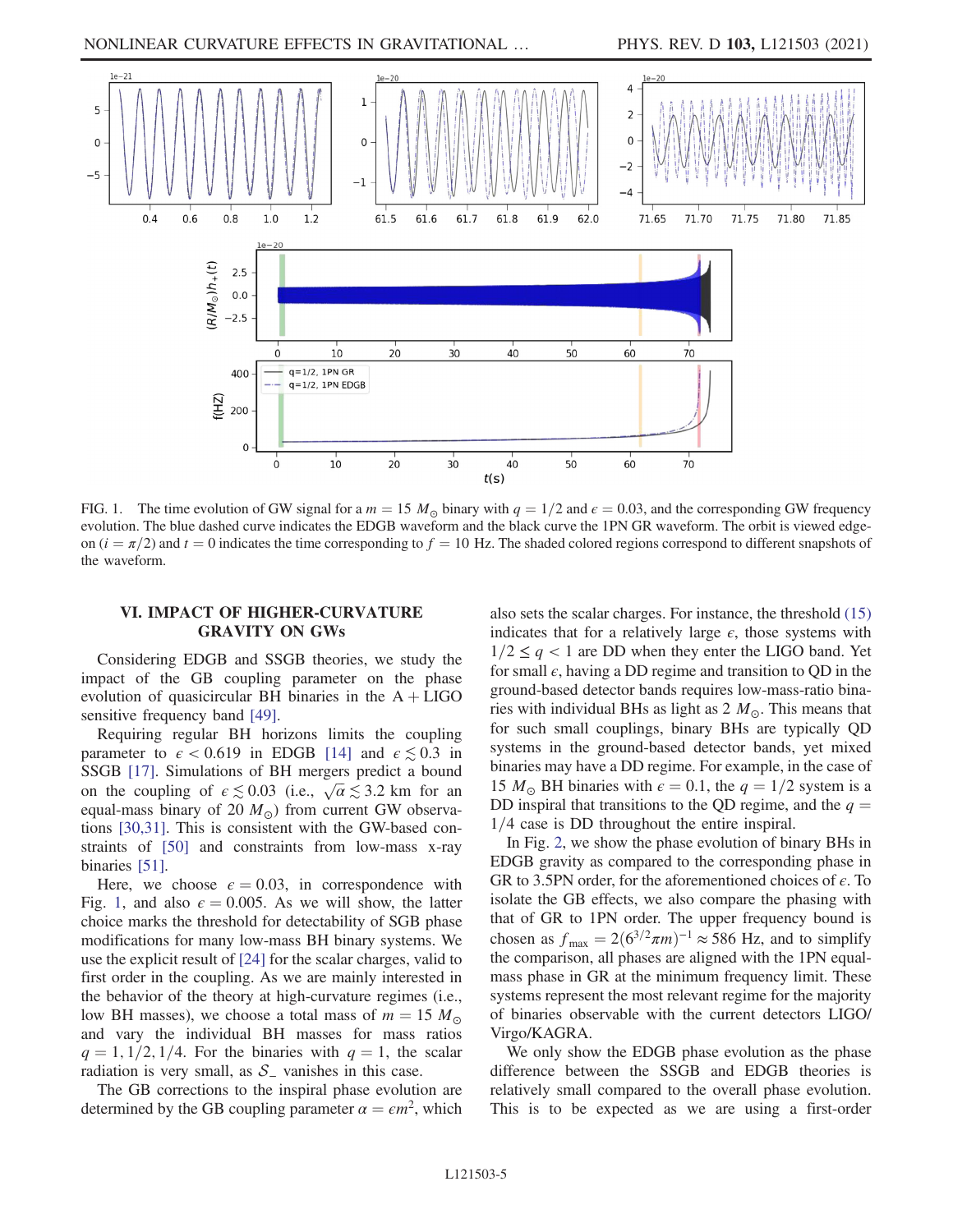FIG. 1. The time evolution of GW signal for a $m = 15\ M_{\odot}$ binary with $q = 1/2$ and $\epsilon = 0.03$, and the corresponding GW frequency evolution. The blue dashed curve indicates the EDGB waveform and the black curve the 1PN GR waveform. The orbit is viewed edge-on ($i = \pi/2$) and $t = 0$ indicates the time corresponding to $f = 10$ Hz. The shaded colored regions correspond to different snapshots of the waveform.

## VI. IMPACT OF HIGHER-CURVATURE GRAVITY ON GWs

Considering EDGB and SSGB theories, we study the impact of the GB coupling parameter on the phase evolution of quasicircular BH binaries in the A + LIGO sensitive frequency band [49].

Requiring regular BH horizons limits the coupling parameter to $\epsilon < 0.619$ in EDGB [14] and $\epsilon \lesssim 0.3$ in SSGB [17]. Simulations of BH mergers predict a bound on the coupling of $\epsilon \lesssim 0.03$ (i.e., $\sqrt{\alpha} \lesssim 3.2$ km for an equal-mass binary of $20\ M_{\odot}$) from current GW observations [30,31]. This is consistent with the GW-based constraints of [50] and constraints from low-mass x-ray binaries [51].

Here, we choose $\epsilon = 0.03$, in correspondence with Fig. 1, and also $\epsilon = 0.005$. As we will show, the latter choice marks the threshold for detectability of SGB phase modifications for many low-mass BH binary systems. We use the explicit result of [24] for the scalar charges, valid to first order in the coupling. As we are mainly interested in the behavior of the theory at high-curvature regimes (i.e., low BH masses), we choose a total mass of $m = 15\ M_{\odot}$ and vary the individual BH masses for mass ratios $q = 1, 1/2, 1/4$. For the binaries with $q = 1$, the scalar radiation is very small, as $\mathcal{S}_{-}$ vanishes in this case.

The GB corrections to the inspiral phase evolution are determined by the GB coupling parameter $\alpha = \epsilon m^2$, which also sets the scalar charges. For instance, the threshold (15) indicates that for a relatively large $\epsilon$, those systems with $1/2 \leq q < 1$ are DD when they enter the LIGO band. Yet for small $\epsilon$, having a DD regime and transition to QD in the ground-based detector bands requires low-mass-ratio binaries with individual BHs as light as $2\ M_{\odot}$. This means that for such small couplings, binary BHs are typically QD systems in the ground-based detector bands, yet mixed binaries may have a DD regime. For example, in the case of $15\ M_{\odot}$ BH binaries with $\epsilon = 0.1$, the $q = 1/2$ system is a DD inspiral that transitions to the QD regime, and the $q = 1/4$ case is DD throughout the entire inspiral.

In Fig. 2, we show the phase evolution of binary BHs in EDGB gravity as compared to the corresponding phase in GR to 3.5PN order, for the aforementioned choices of $\epsilon$. To isolate the GB effects, we also compare the phasing with that of GR to 1PN order. The upper frequency bound is chosen as $f_{\max} = 2(6^{3/2}\pi m)^{-1} \approx 586$ Hz, and to simplify the comparison, all phases are aligned with the 1PN equal-mass phase in GR at the minimum frequency limit. These systems represent the most relevant regime for the majority of binaries observable with the current detectors LIGO/Virgo/KAGRA.

We only show the EDGB phase evolution as the phase difference between the SSGB and EDGB theories is relatively small compared to the overall phase evolution. This is to be expected as we are using a first-order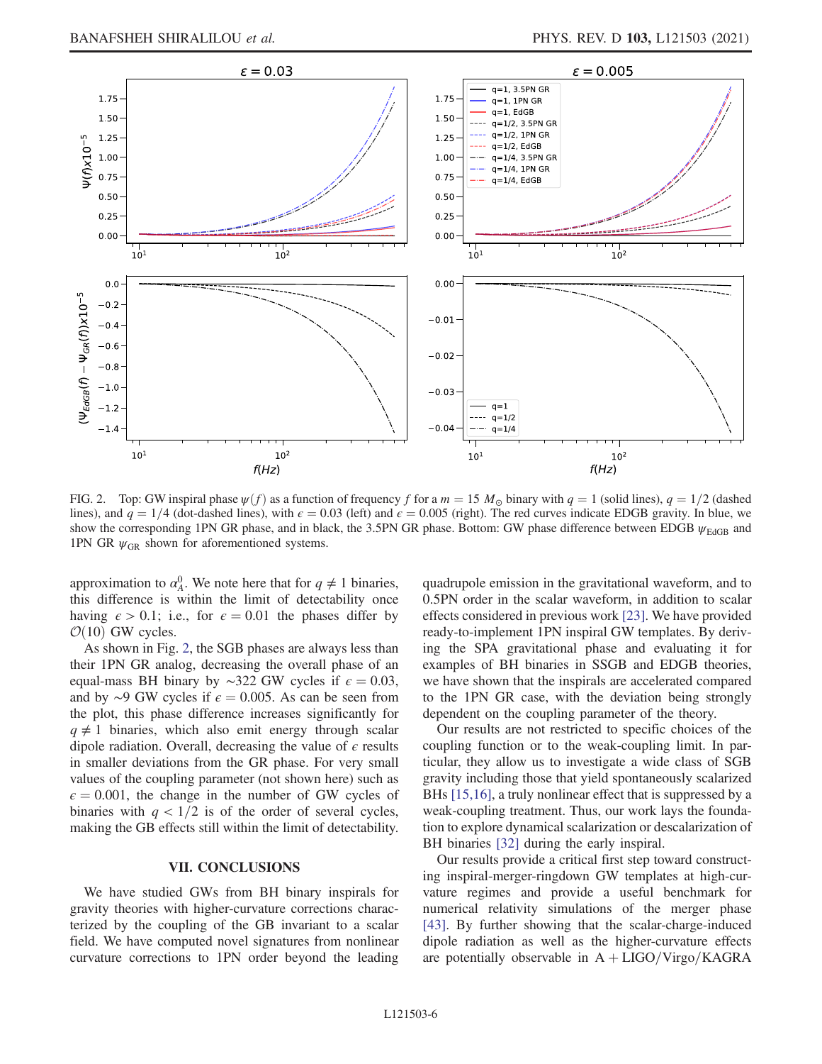FIG. 2. Top: GW inspiral phase $\psi(f)$ as a function of frequency $f$ for a $m = 15\ M_{\odot}$ binary with $q = 1$ (solid lines), $q = 1/2$ (dashed lines), and $q = 1/4$ (dot-dashed lines), with $\epsilon = 0.03$ (left) and $\epsilon = 0.005$ (right). The red curves indicate EDGB gravity. In blue, we show the corresponding 1PN GR phase, and in black, the 3.5PN GR phase. Bottom: GW phase difference between EDGB $\psi_{\rm EdGB}$ and 1PN GR $\psi_{\rm GR}$ shown for aforementioned systems.

approximation to $\alpha_A^0$. We note here that for $q \neq 1$ binaries, this difference is within the limit of detectability once having $\epsilon > 0.1$; i.e., for $\epsilon = 0.01$ the phases differ by $\mathcal{O}(10)$ GW cycles.

As shown in Fig. 2, the SGB phases are always less than their 1PN GR analog, decreasing the overall phase of an equal-mass BH binary by $\sim$322 GW cycles if $\epsilon = 0.03$, and by $\sim$9 GW cycles if $\epsilon = 0.005$. As can be seen from the plot, this phase difference increases significantly for $q \neq 1$ binaries, which also emit energy through scalar dipole radiation. Overall, decreasing the value of $\epsilon$ results in smaller deviations from the GR phase. For very small values of the coupling parameter (not shown here) such as $\epsilon = 0.001$, the change in the number of GW cycles of binaries with $q < 1/2$ is of the order of several cycles, making the GB effects still within the limit of detectability.

## VII. CONCLUSIONS

We have studied GWs from BH binary inspirals for gravity theories with higher-curvature corrections characterized by the coupling of the GB invariant to a scalar field. We have computed novel signatures from nonlinear curvature corrections to 1PN order beyond the leading quadrupole emission in the gravitational waveform, and to 0.5PN order in the scalar waveform, in addition to scalar effects considered in previous work [23]. We have provided ready-to-implement 1PN inspiral GW templates. By deriving the SPA gravitational phase and evaluating it for examples of BH binaries in SSGB and EDGB theories, we have shown that the inspirals are accelerated compared to the 1PN GR case, with the deviation being strongly dependent on the coupling parameter of the theory.

Our results are not restricted to specific choices of the coupling function or to the weak-coupling limit. In particular, they allow us to investigate a wide class of SGB gravity including those that yield spontaneously scalarized BHs [15,16], a truly nonlinear effect that is suppressed by a weak-coupling treatment. Thus, our work lays the foundation to explore dynamical scalarization or descalarization of BH binaries [32] during the early inspiral.

Our results provide a critical first step toward constructing inspiral-merger-ringdown GW templates at high-curvature regimes and provide a useful benchmark for numerical relativity simulations of the merger phase [43]. By further showing that the scalar-charge-induced dipole radiation as well as the higher-curvature effects are potentially observable in A + LIGO/Virgo/KAGRA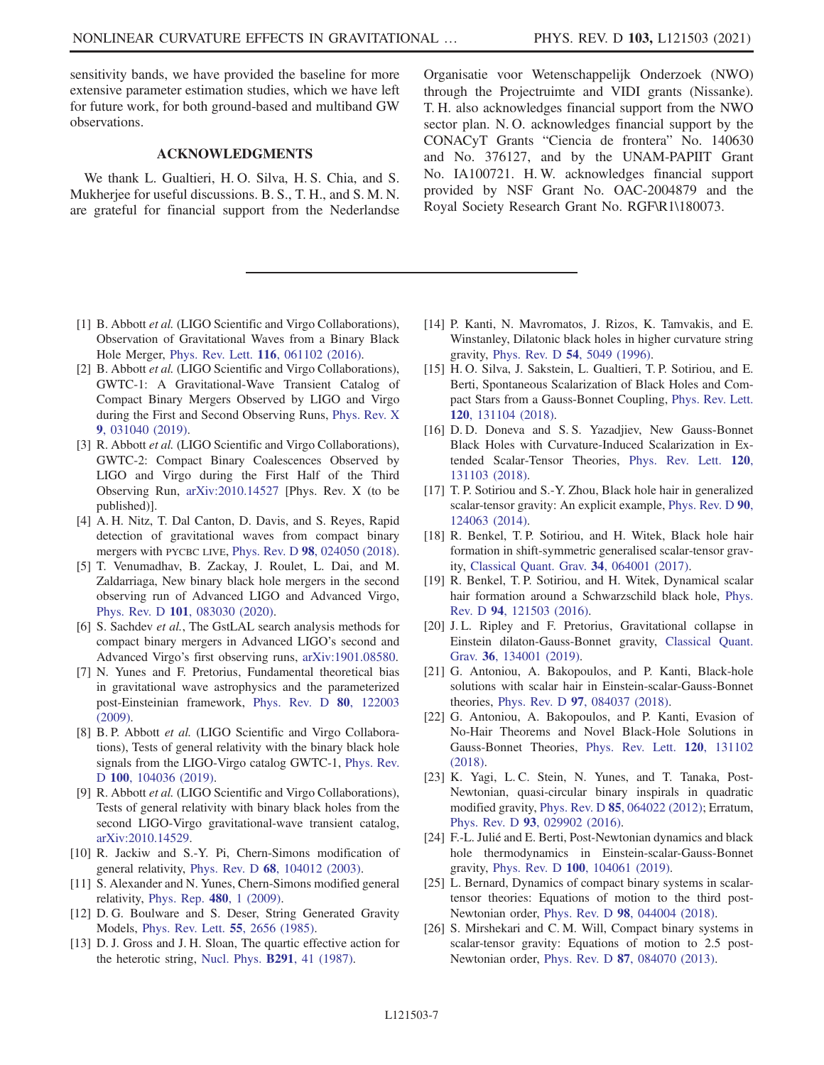sensitivity bands, we have provided the baseline for more extensive parameter estimation studies, which we have left for future work, for both ground-based and multiband GW observations.

## ACKNOWLEDGMENTS

We thank L. Gualtieri, H. O. Silva, H. S. Chia, and S. Mukherjee for useful discussions. B. S., T. H., and S. M. N. are grateful for financial support from the Nederlandse Organisatie voor Wetenschappelijk Onderzoek (NWO) through the Projectruimte and VIDI grants (Nissanke). T. H. also acknowledges financial support from the NWO sector plan. N. O. acknowledges financial support by the CONACyT Grants "Ciencia de frontera" No. 140630 and No. 376127, and by the UNAM-PAPIIT Grant No. IA100721. H. W. acknowledges financial support provided by NSF Grant No. OAC-2004879 and the Royal Society Research Grant No. RGF\R1\180073.

---

[1] B. Abbott *et al.* (LIGO Scientific and Virgo Collaborations), Observation of Gravitational Waves from a Binary Black Hole Merger, Phys. Rev. Lett. **116**, 061102 (2016).

[2] B. Abbott *et al.* (LIGO Scientific and Virgo Collaborations), GWTC-1: A Gravitational-Wave Transient Catalog of Compact Binary Mergers Observed by LIGO and Virgo during the First and Second Observing Runs, Phys. Rev. X **9**, 031040 (2019).

[3] R. Abbott *et al.* (LIGO Scientific and Virgo Collaborations), GWTC-2: Compact Binary Coalescences Observed by LIGO and Virgo during the First Half of the Third Observing Run, arXiv:2010.14527 [Phys. Rev. X (to be published)].

[4] A. H. Nitz, T. Dal Canton, D. Davis, and S. Reyes, Rapid detection of gravitational waves from compact binary mergers with PYCBC LIVE, Phys. Rev. D **98**, 024050 (2018).

[5] T. Venumadhav, B. Zackay, J. Roulet, L. Dai, and M. Zaldarriaga, New binary black hole mergers in the second observing run of Advanced LIGO and Advanced Virgo, Phys. Rev. D **101**, 083030 (2020).

[6] S. Sachdev *et al.*, The GstLAL search analysis methods for compact binary mergers in Advanced LIGO's second and Advanced Virgo's first observing runs, arXiv:1901.08580.

[7] N. Yunes and F. Pretorius, Fundamental theoretical bias in gravitational wave astrophysics and the parameterized post-Einsteinian framework, Phys. Rev. D **80**, 122003 (2009).

[8] B. P. Abbott *et al.* (LIGO Scientific and Virgo Collaborations), Tests of general relativity with the binary black hole signals from the LIGO-Virgo catalog GWTC-1, Phys. Rev. D **100**, 104036 (2019).

[9] R. Abbott *et al.* (LIGO Scientific and Virgo Collaborations), Tests of general relativity with binary black holes from the second LIGO-Virgo gravitational-wave transient catalog, arXiv:2010.14529.

[10] R. Jackiw and S.-Y. Pi, Chern-Simons modification of general relativity, Phys. Rev. D **68**, 104012 (2003).

[11] S. Alexander and N. Yunes, Chern-Simons modified general relativity, Phys. Rep. **480**, 1 (2009).

[12] D. G. Boulware and S. Deser, String Generated Gravity Models, Phys. Rev. Lett. **55**, 2656 (1985).

[13] D. J. Gross and J. H. Sloan, The quartic effective action for the heterotic string, Nucl. Phys. **B291**, 41 (1987).

[14] P. Kanti, N. Mavromatos, J. Rizos, K. Tamvakis, and E. Winstanley, Dilatonic black holes in higher curvature string gravity, Phys. Rev. D **54**, 5049 (1996).

[15] H. O. Silva, J. Sakstein, L. Gualtieri, T. P. Sotiriou, and E. Berti, Spontaneous Scalarization of Black Holes and Compact Stars from a Gauss-Bonnet Coupling, Phys. Rev. Lett. **120**, 131104 (2018).

[16] D. D. Doneva and S. S. Yazadjiev, New Gauss-Bonnet Black Holes with Curvature-Induced Scalarization in Extended Scalar-Tensor Theories, Phys. Rev. Lett. **120**, 131103 (2018).

[17] T. P. Sotiriou and S.-Y. Zhou, Black hole hair in generalized scalar-tensor gravity: An explicit example, Phys. Rev. D **90**, 124063 (2014).

[18] R. Benkel, T. P. Sotiriou, and H. Witek, Black hole hair formation in shift-symmetric generalised scalar-tensor gravity, Classical Quant. Grav. **34**, 064001 (2017).

[19] R. Benkel, T. P. Sotiriou, and H. Witek, Dynamical scalar hair formation around a Schwarzschild black hole, Phys. Rev. D **94**, 121503 (2016).

[20] J. L. Ripley and F. Pretorius, Gravitational collapse in Einstein dilaton-Gauss-Bonnet gravity, Classical Quant. Grav. **36**, 134001 (2019).

[21] G. Antoniou, A. Bakopoulos, and P. Kanti, Black-hole solutions with scalar hair in Einstein-scalar-Gauss-Bonnet theories, Phys. Rev. D **97**, 084037 (2018).

[22] G. Antoniou, A. Bakopoulos, and P. Kanti, Evasion of No-Hair Theorems and Novel Black-Hole Solutions in Gauss-Bonnet Theories, Phys. Rev. Lett. **120**, 131102 (2018).

[23] K. Yagi, L. C. Stein, N. Yunes, and T. Tanaka, Post-Newtonian, quasi-circular binary inspirals in quadratic modified gravity, Phys. Rev. D **85**, 064022 (2012); Erratum, Phys. Rev. D **93**, 029902 (2016).

[24] F.-L. Julié and E. Berti, Post-Newtonian dynamics and black hole thermodynamics in Einstein-scalar-Gauss-Bonnet gravity, Phys. Rev. D **100**, 104061 (2019).

[25] L. Bernard, Dynamics of compact binary systems in scalar-tensor theories: Equations of motion to the third post-Newtonian order, Phys. Rev. D **98**, 044004 (2018).

[26] S. Mirshekari and C. M. Will, Compact binary systems in scalar-tensor gravity: Equations of motion to 2.5 post-Newtonian order, Phys. Rev. D **87**, 084070 (2013).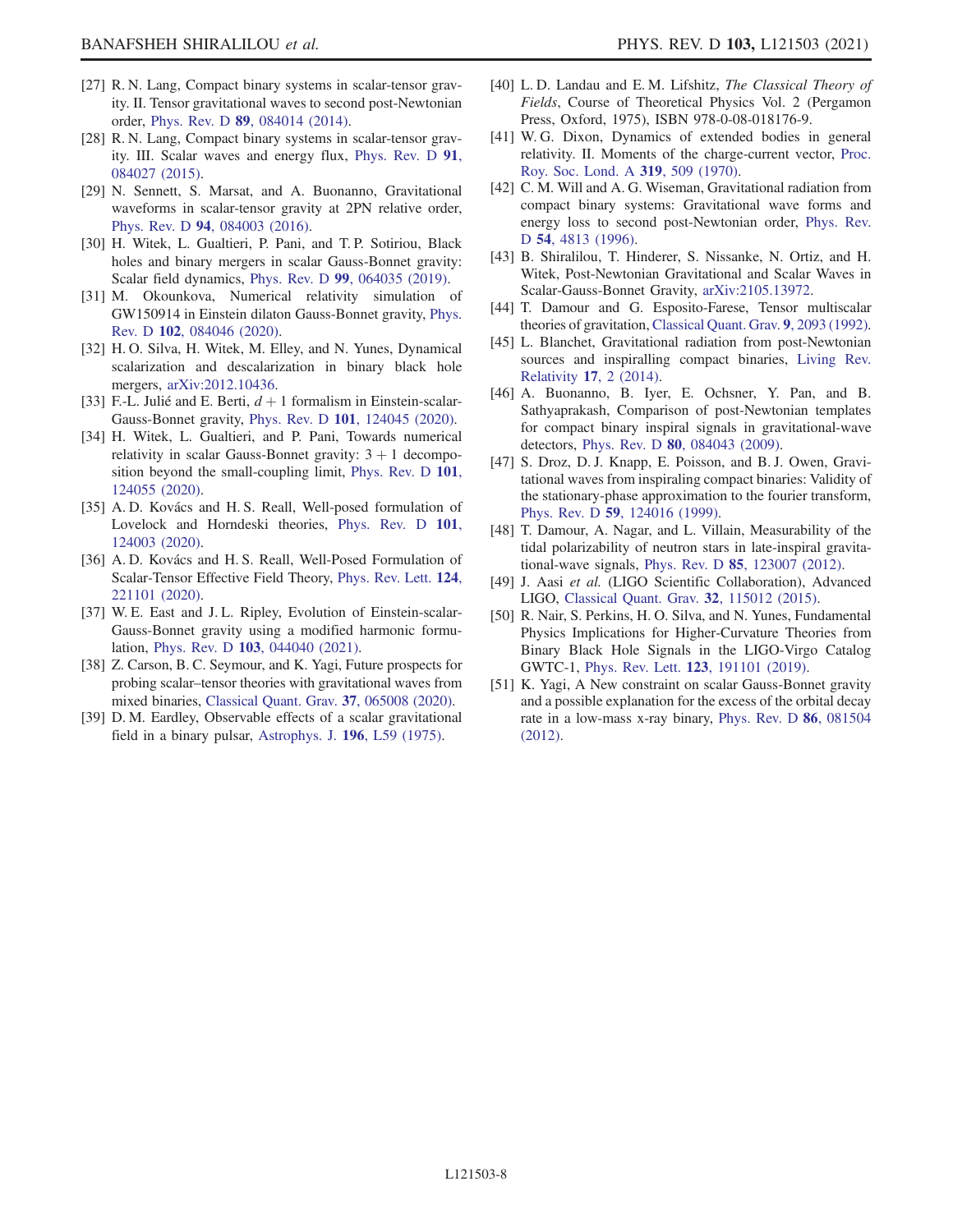[27] R. N. Lang, Compact binary systems in scalar-tensor gravity. II. Tensor gravitational waves to second post-Newtonian order, Phys. Rev. D **89**, 084014 (2014).

[28] R. N. Lang, Compact binary systems in scalar-tensor gravity. III. Scalar waves and energy flux, Phys. Rev. D **91**, 084027 (2015).

[29] N. Sennett, S. Marsat, and A. Buonanno, Gravitational waveforms in scalar-tensor gravity at 2PN relative order, Phys. Rev. D **94**, 084003 (2016).

[30] H. Witek, L. Gualtieri, P. Pani, and T. P. Sotiriou, Black holes and binary mergers in scalar Gauss-Bonnet gravity: Scalar field dynamics, Phys. Rev. D **99**, 064035 (2019).

[31] M. Okounkova, Numerical relativity simulation of GW150914 in Einstein dilaton Gauss-Bonnet gravity, Phys. Rev. D **102**, 084046 (2020).

[32] H. O. Silva, H. Witek, M. Elley, and N. Yunes, Dynamical scalarization and descalarization in binary black hole mergers, arXiv:2012.10436.

[33] F.-L. Julié and E. Berti, $d+1$ formalism in Einstein-scalar-Gauss-Bonnet gravity, Phys. Rev. D **101**, 124045 (2020).

[34] H. Witek, L. Gualtieri, and P. Pani, Towards numerical relativity in scalar Gauss-Bonnet gravity: $3+1$ decomposition beyond the small-coupling limit, Phys. Rev. D **101**, 124055 (2020).

[35] A. D. Kovács and H. S. Reall, Well-posed formulation of Lovelock and Horndeski theories, Phys. Rev. D **101**, 124003 (2020).

[36] A. D. Kovács and H. S. Reall, Well-Posed Formulation of Scalar-Tensor Effective Field Theory, Phys. Rev. Lett. **124**, 221101 (2020).

[37] W. E. East and J. L. Ripley, Evolution of Einstein-scalar-Gauss-Bonnet gravity using a modified harmonic formulation, Phys. Rev. D **103**, 044040 (2021).

[38] Z. Carson, B. C. Seymour, and K. Yagi, Future prospects for probing scalar–tensor theories with gravitational waves from mixed binaries, Classical Quant. Grav. **37**, 065008 (2020).

[39] D. M. Eardley, Observable effects of a scalar gravitational field in a binary pulsar, Astrophys. J. **196**, L59 (1975).

[40] L. D. Landau and E. M. Lifshitz, *The Classical Theory of Fields*, Course of Theoretical Physics Vol. 2 (Pergamon Press, Oxford, 1975), ISBN 978-0-08-018176-9.

[41] W. G. Dixon, Dynamics of extended bodies in general relativity. II. Moments of the charge-current vector, Proc. Roy. Soc. Lond. A **319**, 509 (1970).

[42] C. M. Will and A. G. Wiseman, Gravitational radiation from compact binary systems: Gravitational wave forms and energy loss to second post-Newtonian order, Phys. Rev. D **54**, 4813 (1996).

[43] B. Shiralilou, T. Hinderer, S. Nissanke, N. Ortiz, and H. Witek, Post-Newtonian Gravitational and Scalar Waves in Scalar-Gauss-Bonnet Gravity, arXiv:2105.13972.

[44] T. Damour and G. Esposito-Farese, Tensor multiscalar theories of gravitation, Classical Quant. Grav. **9**, 2093 (1992).

[45] L. Blanchet, Gravitational radiation from post-Newtonian sources and inspiralling compact binaries, Living Rev. Relativity **17**, 2 (2014).

[46] A. Buonanno, B. Iyer, E. Ochsner, Y. Pan, and B. Sathyaprakash, Comparison of post-Newtonian templates for compact binary inspiral signals in gravitational-wave detectors, Phys. Rev. D **80**, 084043 (2009).

[47] S. Droz, D. J. Knapp, E. Poisson, and B. J. Owen, Gravitational waves from inspiraling compact binaries: Validity of the stationary-phase approximation to the fourier transform, Phys. Rev. D **59**, 124016 (1999).

[48] T. Damour, A. Nagar, and L. Villain, Measurability of the tidal polarizability of neutron stars in late-inspiral gravitational-wave signals, Phys. Rev. D **85**, 123007 (2012).

[49] J. Aasi *et al.* (LIGO Scientific Collaboration), Advanced LIGO, Classical Quant. Grav. **32**, 115012 (2015).

[50] R. Nair, S. Perkins, H. O. Silva, and N. Yunes, Fundamental Physics Implications for Higher-Curvature Theories from Binary Black Hole Signals in the LIGO-Virgo Catalog GWTC-1, Phys. Rev. Lett. **123**, 191101 (2019).

[51] K. Yagi, A New constraint on scalar Gauss-Bonnet gravity and a possible explanation for the excess of the orbital decay rate in a low-mass x-ray binary, Phys. Rev. D **86**, 081504 (2012).